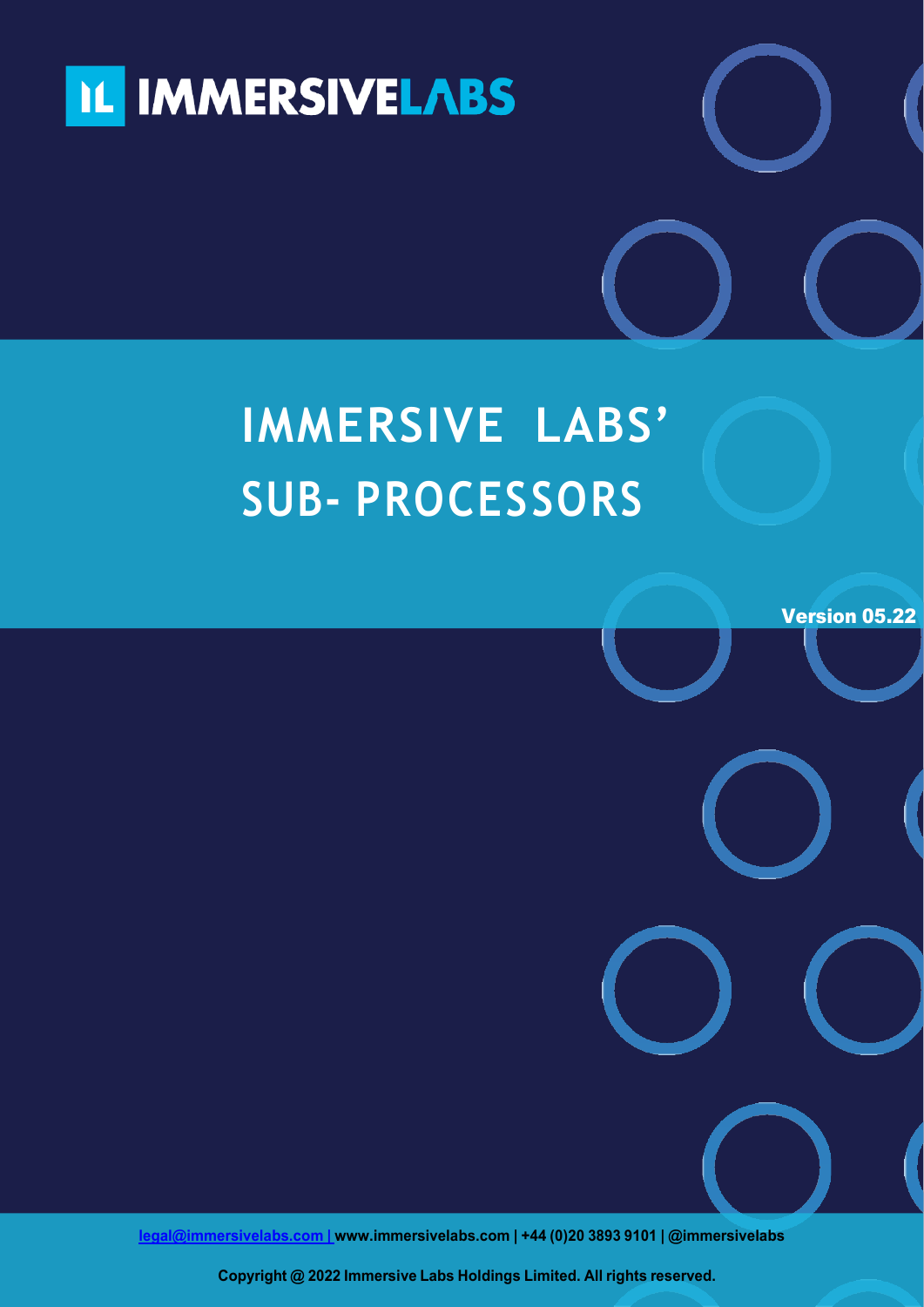IMMERSIVELABS

# IMMERSIVE LABS' SUB- PROCESSORS

**Version 05.22**

legal@immersivelabs.com | www.immersivelabs.com | +44 (0)20 3893 9101 | @immersivelabs

**Copyright @ 2022 Immersive Labs Holdings Limited. All rights reserved.**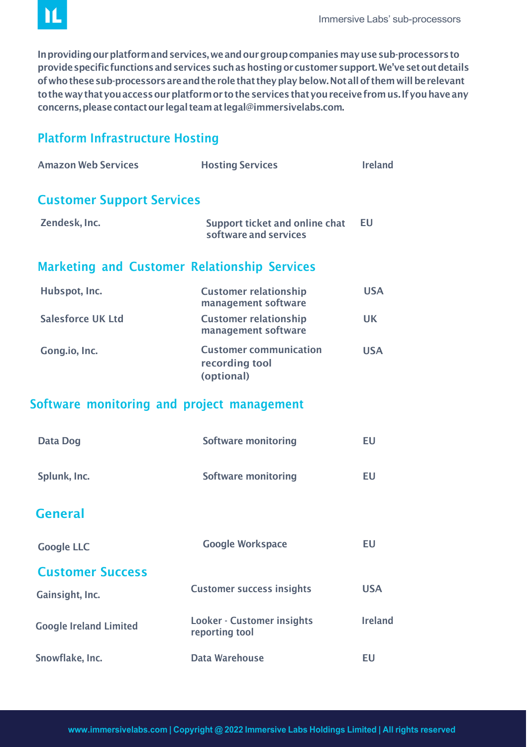In providing our platform and services, we and our group companies may use sub-processors to provide specific functions and services such as hosting or customer support. We've set out details of who these sub-processors are and the role that they play below. Not all of them will be relevant to the way that you access our platform or to the services that you receive from us. If you have any concerns, please contact our legal team at legal@immersivelabs.com.

## Platform Infrastructure Hosting

| | | |
|---|---|---|
| Amazon Web Services | Hosting Services | Ireland |

## Customer Support Services

| | | |
|---|---|---|
| Zendesk, Inc. | Support ticket and online chat software and services | EU |

## Marketing and Customer Relationship Services

| | | |
|---|---|---|
| Hubspot, Inc. | Customer relationship management software | USA |
| Salesforce UK Ltd | Customer relationship management software | UK |
| Gong.io, Inc. | Customer communication recording tool (optional) | USA |

## Software monitoring and project management

| | | |
|---|---|---|
| Data Dog | Software monitoring | EU |
| Splunk, Inc. | Software monitoring | EU |

## General

| | | |
|---|---|---|
| Google LLC | Google Workspace | EU |

## Customer Success

| | | |
|---|---|---|
| Gainsight, Inc. | Customer success insights | USA |
| Google Ireland Limited | Looker - Customer insights reporting tool | Ireland |
| Snowflake, Inc. | Data Warehouse | EU |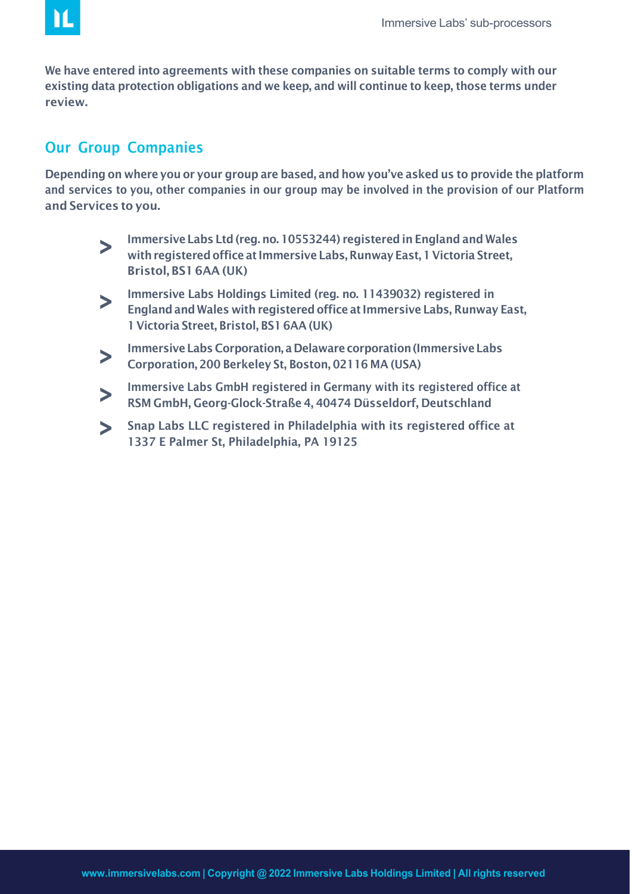We have entered into agreements with these companies on suitable terms to comply with our existing data protection obligations and we keep, and will continue to keep, those terms under review.

## Our Group Companies

Depending on where you or your group are based, and how you've asked us to provide the platform and services to you, other companies in our group may be involved in the provision of our Platform and Services to you.

- Immersive Labs Ltd (reg. no. 10553244) registered in England and Wales with registered office at Immersive Labs, Runway East, 1 Victoria Street, Bristol, BS1 6AA (UK)
- Immersive Labs Holdings Limited (reg. no. 11439032) registered in England and Wales with registered office at Immersive Labs, Runway East, 1 Victoria Street, Bristol, BS1 6AA (UK)
- Immersive Labs Corporation, a Delaware corporation (Immersive Labs Corporation, 200 Berkeley St, Boston, 02116 MA (USA)
- Immersive Labs GmbH registered in Germany with its registered office at RSM GmbH, Georg-Glock-Straße 4, 40474 Düsseldorf, Deutschland
- Snap Labs LLC registered in Philadelphia with its registered office at 1337 E Palmer St, Philadelphia, PA 19125